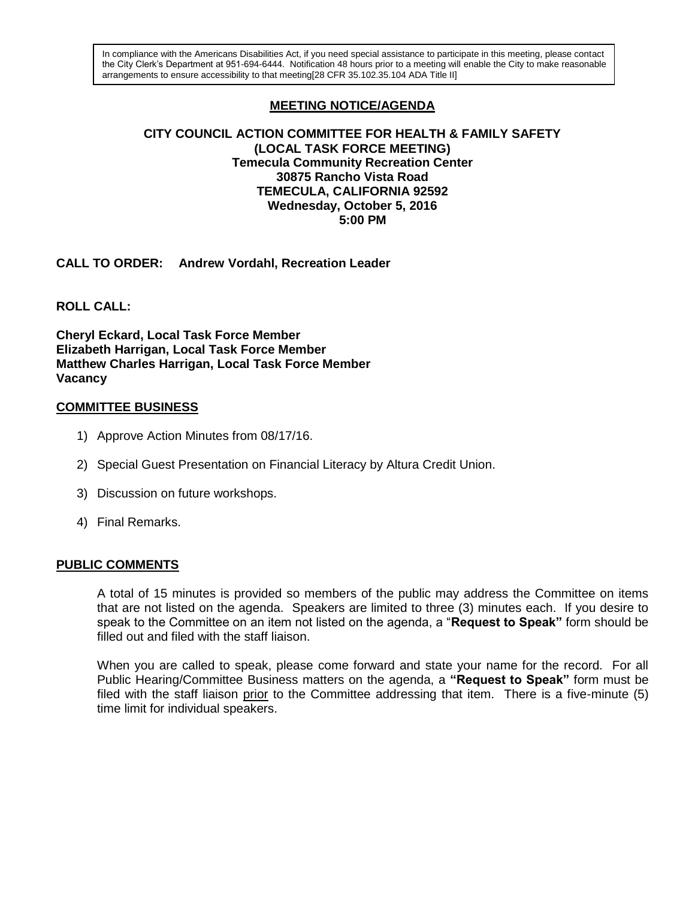In compliance with the Americans Disabilities Act, if you need special assistance to participate in this meeting, please contact the City Clerk's Department at 951-694-6444. Notification 48 hours prior to a meeting will enable the City to make reasonable arrangements to ensure accessibility to that meeting[28 CFR 35.102.35.104 ADA Title II]

# MEETING NOTICE/AGENDA

**CITY COUNCIL ACTION COMMITTEE FOR HEALTH & FAMILY SAFETY**
**(LOCAL TASK FORCE MEETING)**
**Temecula Community Recreation Center**
**30875 Rancho Vista Road**
**TEMECULA, CALIFORNIA 92592**
**Wednesday, October 5, 2016**
**5:00 PM**

**CALL TO ORDER:** **Andrew Vordahl, Recreation Leader**

**ROLL CALL:**

**Cheryl Eckard, Local Task Force Member**
**Elizabeth Harrigan, Local Task Force Member**
**Matthew Charles Harrigan, Local Task Force Member**
**Vacancy**

## COMMITTEE BUSINESS

1) Approve Action Minutes from 08/17/16.
2) Special Guest Presentation on Financial Literacy by Altura Credit Union.
3) Discussion on future workshops.
4) Final Remarks.

## PUBLIC COMMENTS

A total of 15 minutes is provided so members of the public may address the Committee on items that are not listed on the agenda. Speakers are limited to three (3) minutes each. If you desire to speak to the Committee on an item not listed on the agenda, a "**Request to Speak"** form should be filled out and filed with the staff liaison.

When you are called to speak, please come forward and state your name for the record. For all Public Hearing/Committee Business matters on the agenda, a **"Request to Speak"** form must be filed with the staff liaison prior to the Committee addressing that item. There is a five-minute (5) time limit for individual speakers.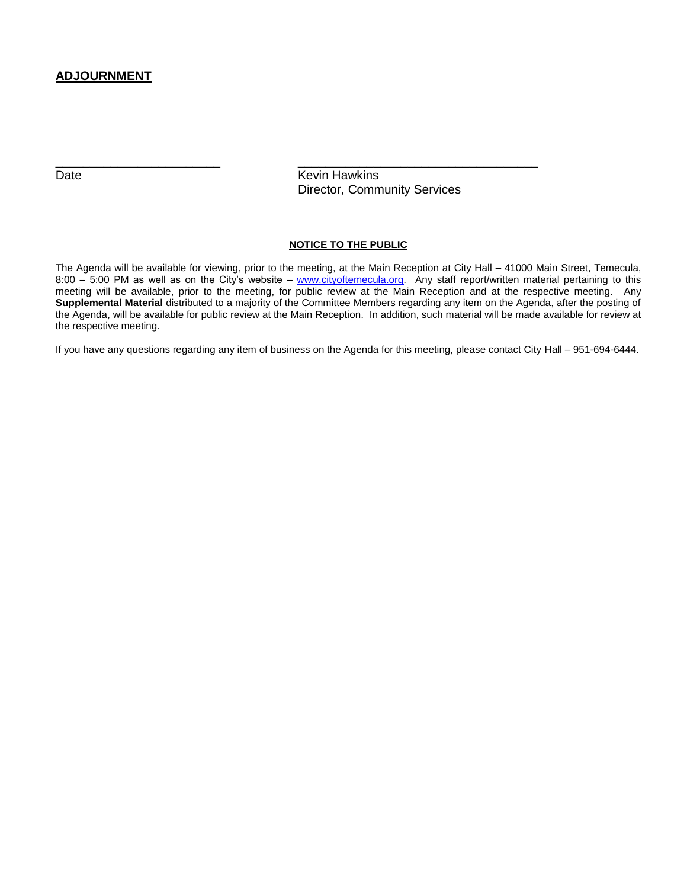## ADJOURNMENT

| | |
|---|---|
| ________________________ | ___________________________________ |
| Date | Kevin Hawkins<br>Director, Community Services |

**NOTICE TO THE PUBLIC**

The Agenda will be available for viewing, prior to the meeting, at the Main Reception at City Hall – 41000 Main Street, Temecula, 8:00 – 5:00 PM as well as on the City's website – www.cityoftemecula.org. Any staff report/written material pertaining to this meeting will be available, prior to the meeting, for public review at the Main Reception and at the respective meeting. Any **Supplemental Material** distributed to a majority of the Committee Members regarding any item on the Agenda, after the posting of the Agenda, will be available for public review at the Main Reception. In addition, such material will be made available for review at the respective meeting.

If you have any questions regarding any item of business on the Agenda for this meeting, please contact City Hall – 951-694-6444.